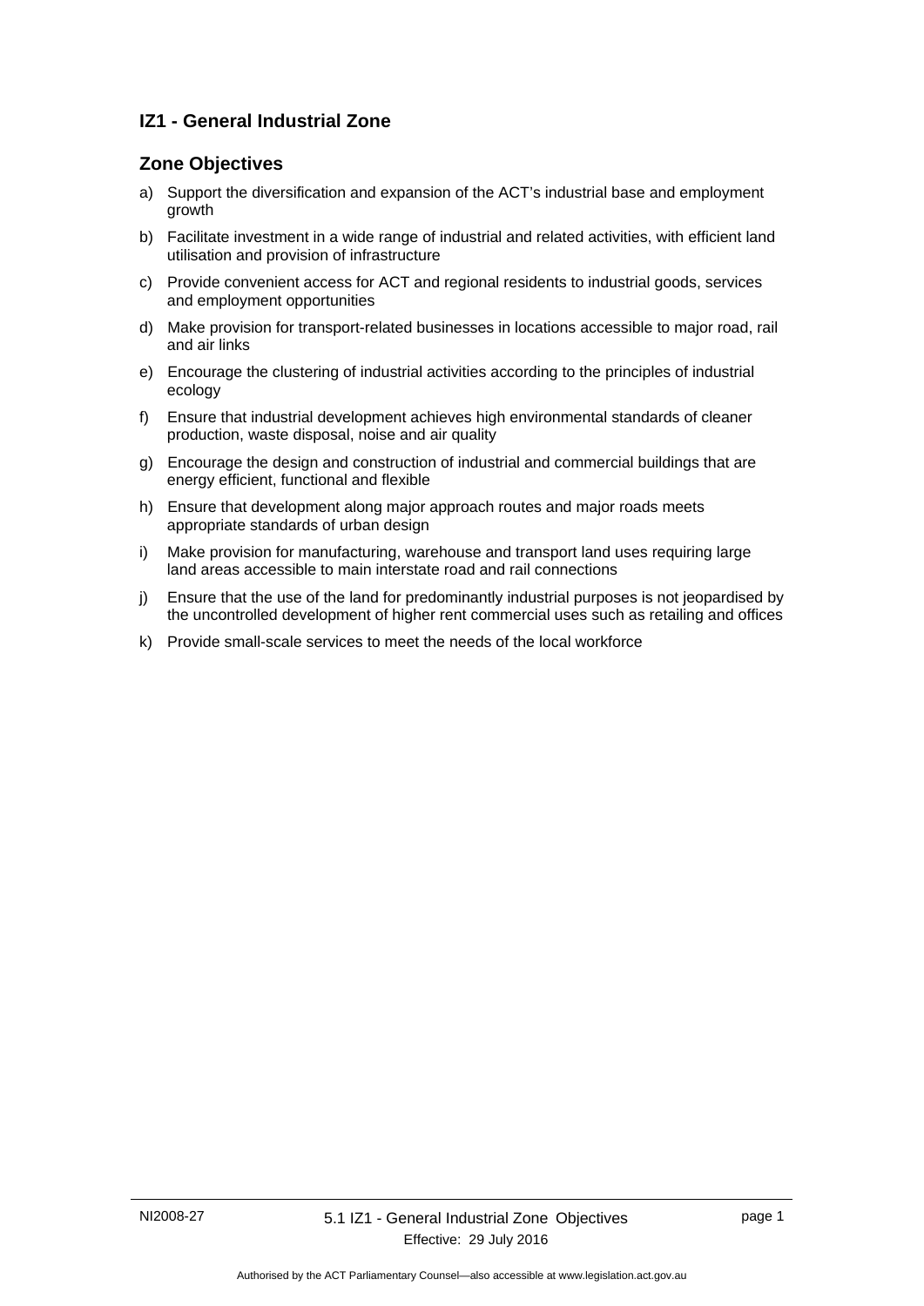## IZ1 - General Industrial Zone

### Zone Objectives

a) Support the diversification and expansion of the ACT's industrial base and employment growth

b) Facilitate investment in a wide range of industrial and related activities, with efficient land utilisation and provision of infrastructure

c) Provide convenient access for ACT and regional residents to industrial goods, services and employment opportunities

d) Make provision for transport-related businesses in locations accessible to major road, rail and air links

e) Encourage the clustering of industrial activities according to the principles of industrial ecology

f) Ensure that industrial development achieves high environmental standards of cleaner production, waste disposal, noise and air quality

g) Encourage the design and construction of industrial and commercial buildings that are energy efficient, functional and flexible

h) Ensure that development along major approach routes and major roads meets appropriate standards of urban design

i) Make provision for manufacturing, warehouse and transport land uses requiring large land areas accessible to main interstate road and rail connections

j) Ensure that the use of the land for predominantly industrial purposes is not jeopardised by the uncontrolled development of higher rent commercial uses such as retailing and offices

k) Provide small-scale services to meet the needs of the local workforce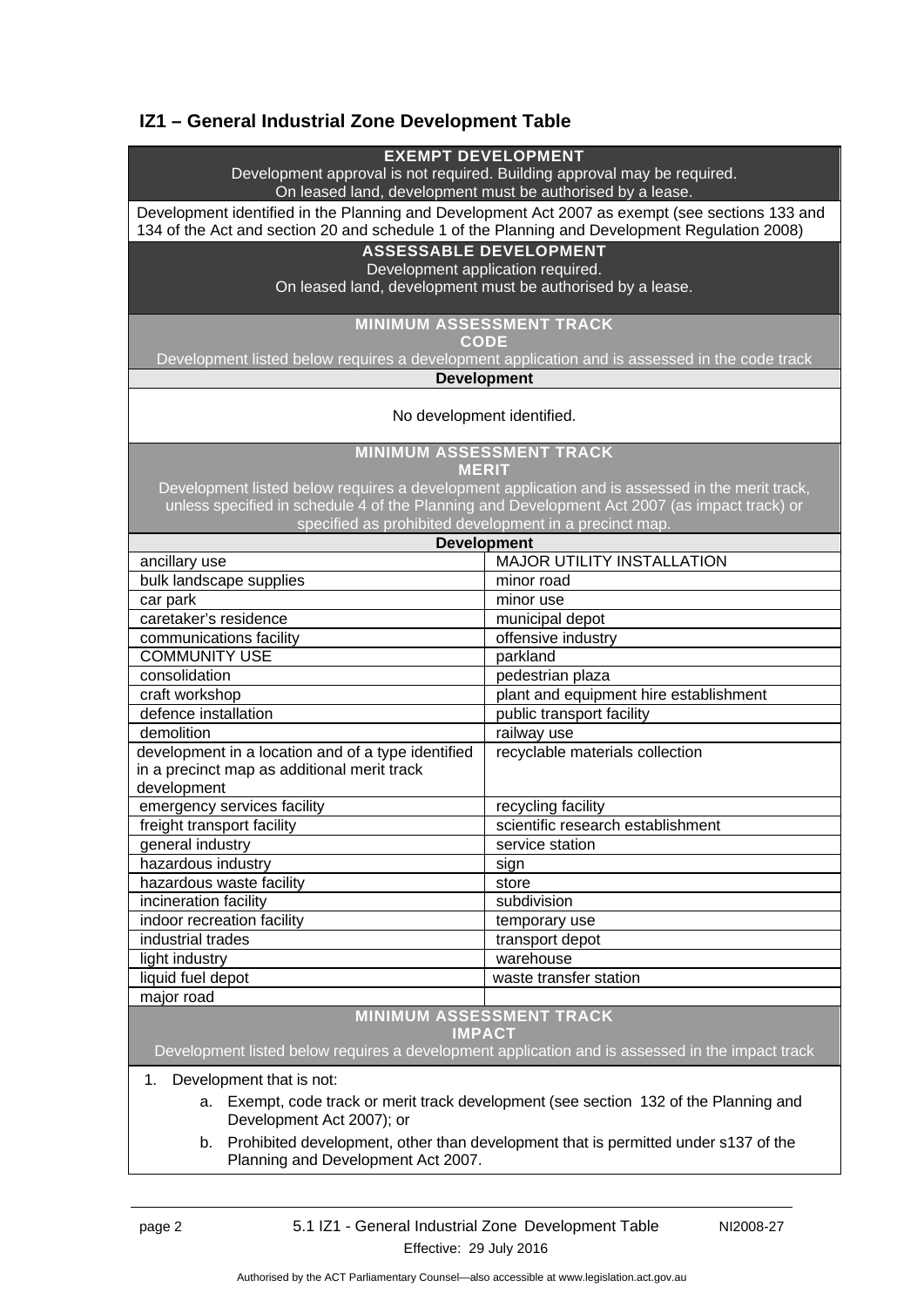## IZ1 – General Industrial Zone Development Table

| EXEMPT DEVELOPMENT<br>Development approval is not required. Building approval may be required.<br>On leased land, development must be authorised by a lease. | |
|---|---|
| Development identified in the Planning and Development Act 2007 as exempt (see sections 133 and 134 of the Act and section 20 and schedule 1 of the Planning and Development Regulation 2008) | |
| **ASSESSABLE DEVELOPMENT**<br>Development application required.<br>On leased land, development must be authorised by a lease. | |
| **MINIMUM ASSESSMENT TRACK**<br>**CODE**<br>Development listed below requires a development application and is assessed in the code track | |
| **Development** | |
| No development identified. | |
| **MINIMUM ASSESSMENT TRACK**<br>**MERIT**<br>Development listed below requires a development application and is assessed in the merit track, unless specified in schedule 4 of the Planning and Development Act 2007 (as impact track) or specified as prohibited development in a precinct map. | |
| **Development** | |
| ancillary use | MAJOR UTILITY INSTALLATION |
| bulk landscape supplies | minor road |
| car park | minor use |
| caretaker's residence | municipal depot |
| communications facility | offensive industry |
| COMMUNITY USE | parkland |
| consolidation | pedestrian plaza |
| craft workshop | plant and equipment hire establishment |
| defence installation | public transport facility |
| demolition | railway use |
| development in a location and of a type identified in a precinct map as additional merit track development | recyclable materials collection |
| emergency services facility | recycling facility |
| freight transport facility | scientific research establishment |
| general industry | service station |
| hazardous industry | sign |
| hazardous waste facility | store |
| incineration facility | subdivision |
| indoor recreation facility | temporary use |
| industrial trades | transport depot |
| light industry | warehouse |
| liquid fuel depot | waste transfer station |
| major road | |
| **MINIMUM ASSESSMENT TRACK**<br>**IMPACT**<br>Development listed below requires a development application and is assessed in the impact track | |
| 1. Development that is not:<br>a. Exempt, code track or merit track development (see section 132 of the Planning and Development Act 2007); or<br>b. Prohibited development, other than development that is permitted under s137 of the Planning and Development Act 2007. | |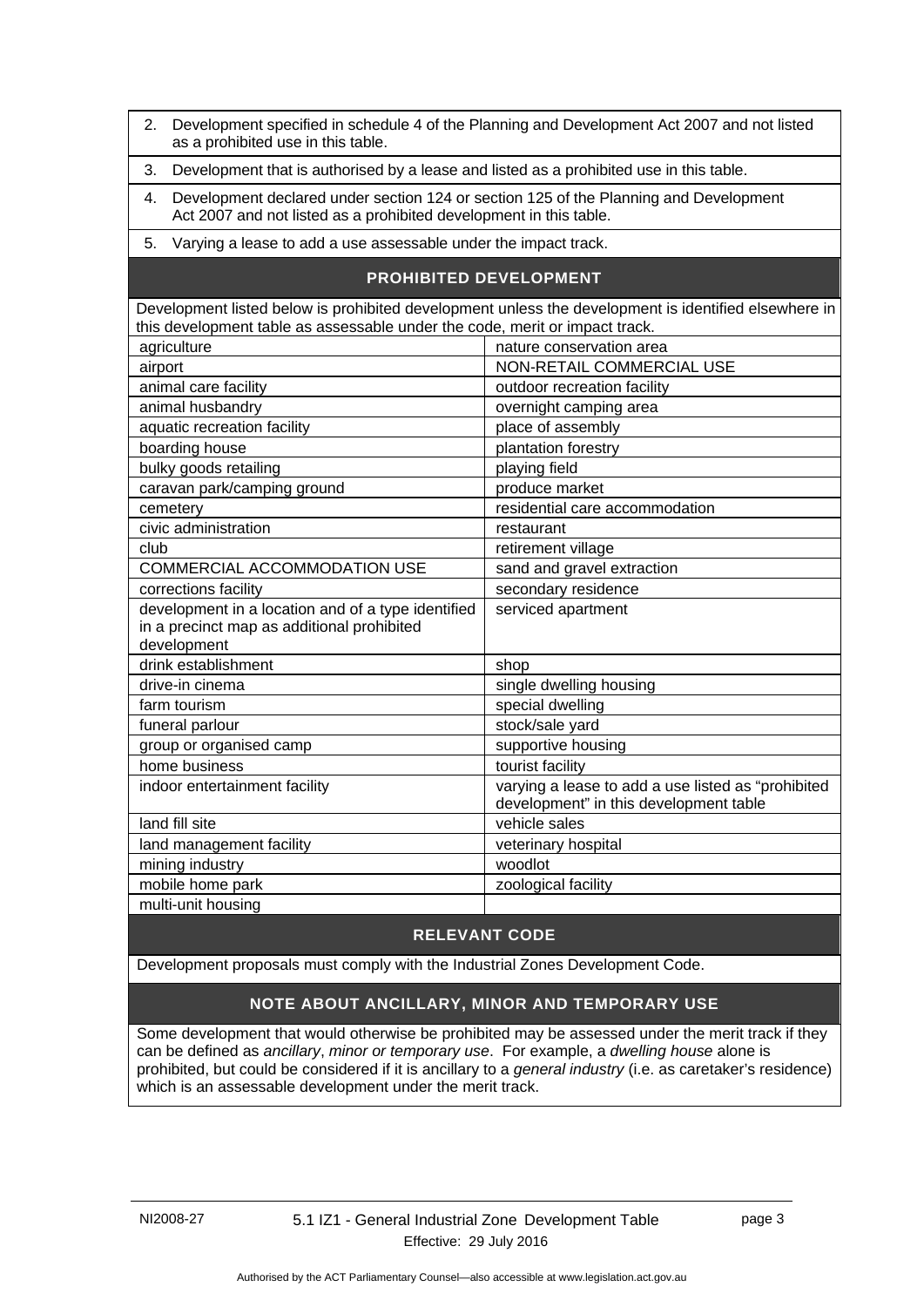| | |
|---|---|
| 2. | Development specified in schedule 4 of the Planning and Development Act 2007 and not listed as a prohibited use in this table. |
| 3. | Development that is authorised by a lease and listed as a prohibited use in this table. |
| 4. | Development declared under section 124 or section 125 of the Planning and Development Act 2007 and not listed as a prohibited development in this table. |
| 5. | Varying a lease to add a use assessable under the impact track. |

## PROHIBITED DEVELOPMENT

Development listed below is prohibited development unless the development is identified elsewhere in this development table as assessable under the code, merit or impact track.

| | |
|---|---|
| agriculture | nature conservation area |
| airport | NON-RETAIL COMMERCIAL USE |
| animal care facility | outdoor recreation facility |
| animal husbandry | overnight camping area |
| aquatic recreation facility | place of assembly |
| boarding house | plantation forestry |
| bulky goods retailing | playing field |
| caravan park/camping ground | produce market |
| cemetery | residential care accommodation |
| civic administration | restaurant |
| club | retirement village |
| COMMERCIAL ACCOMMODATION USE | sand and gravel extraction |
| corrections facility | secondary residence |
| development in a location and of a type identified in a precinct map as additional prohibited development | serviced apartment |
| drink establishment | shop |
| drive-in cinema | single dwelling housing |
| farm tourism | special dwelling |
| funeral parlour | stock/sale yard |
| group or organised camp | supportive housing |
| home business | tourist facility |
| indoor entertainment facility | varying a lease to add a use listed as "prohibited development" in this development table |
| land fill site | vehicle sales |
| land management facility | veterinary hospital |
| mining industry | woodlot |
| mobile home park | zoological facility |
| multi-unit housing | |

## RELEVANT CODE

Development proposals must comply with the Industrial Zones Development Code.

## NOTE ABOUT ANCILLARY, MINOR AND TEMPORARY USE

Some development that would otherwise be prohibited may be assessed under the merit track if they can be defined as *ancillary*, *minor or temporary use*. For example, a *dwelling house* alone is prohibited, but could be considered if it is ancillary to a *general industry* (i.e. as caretaker's residence) which is an assessable development under the merit track.